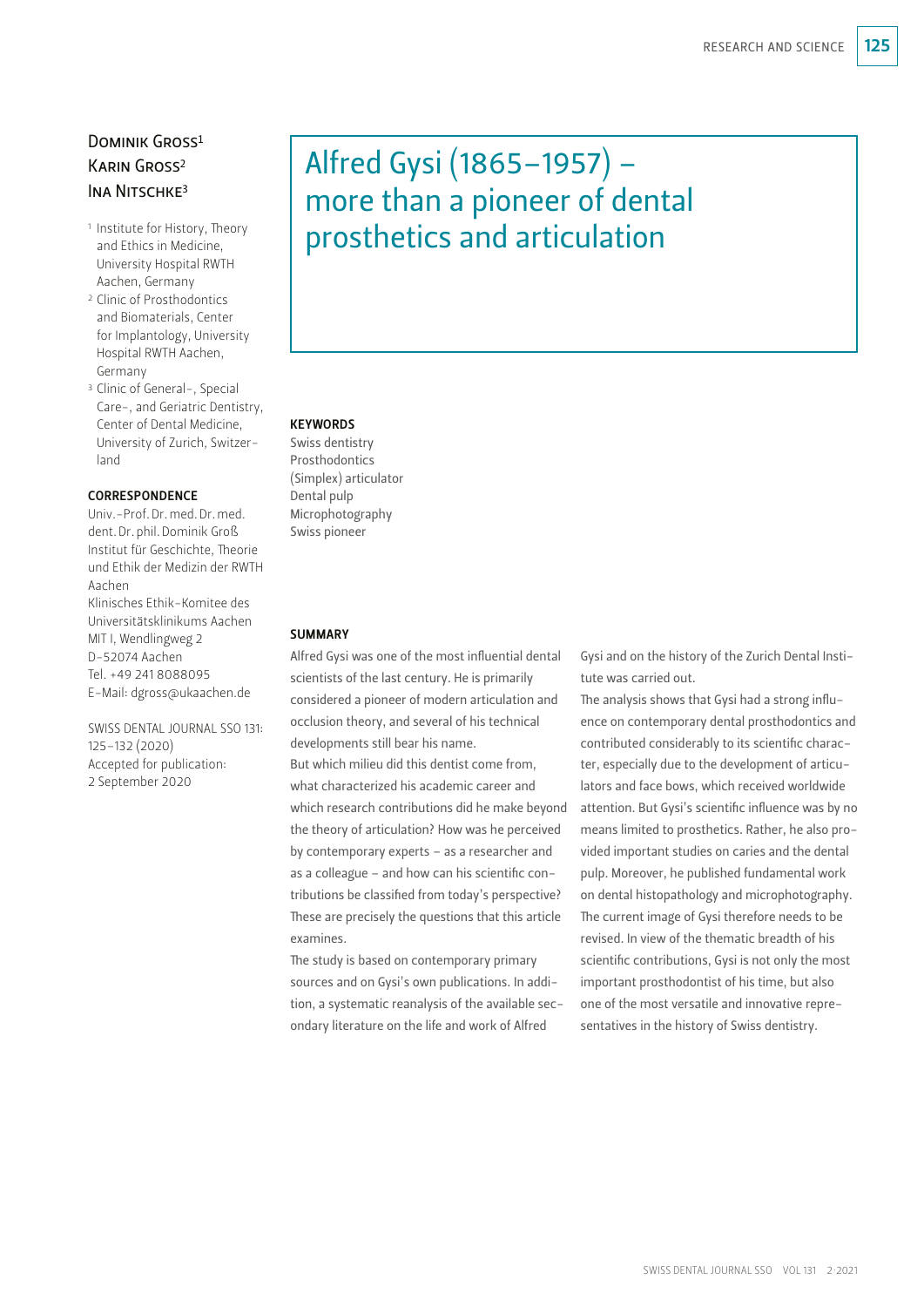# Alfred Gysi (1865–1957) – more than a pioneer of dental prosthetics and articulation

Dominik Gross[1]
Karin Gross[2]
Ina Nitschke[3]

[1] Institute for History, Theory and Ethics in Medicine, University Hospital RWTH Aachen, Germany

[2] Clinic of Prosthodontics and Biomaterials, Center for Implantology, University Hospital RWTH Aachen, Germany

[3] Clinic of General-, Special Care-, and Geriatric Dentistry, Center of Dental Medicine, University of Zurich, Switzerland

**CORRESPONDENCE**

Univ.-Prof. Dr. med. Dr. med. dent. Dr. phil. Dominik Groß
Institut für Geschichte, Theorie und Ethik der Medizin der RWTH Aachen
Klinisches Ethik-Komitee des Universitätsklinikums Aachen
MIT I, Wendlingweg 2
D-52074 Aachen
Tel. +49 241 8088095
E-Mail: dgross@ukaachen.de

SWISS DENTAL JOURNAL SSO 131: 125–132 (2020)
Accepted for publication: 2 September 2020

**KEYWORDS**

Swiss dentistry
Prosthodontics
(Simplex) articulator
Dental pulp
Microphotography
Swiss pioneer

**SUMMARY**

Alfred Gysi was one of the most influential dental scientists of the last century. He is primarily considered a pioneer of modern articulation and occlusion theory, and several of his technical developments still bear his name.

But which milieu did this dentist come from, what characterized his academic career and which research contributions did he make beyond the theory of articulation? How was he perceived by contemporary experts – as a researcher and as a colleague – and how can his scientific contributions be classified from today's perspective? These are precisely the questions that this article examines.

The study is based on contemporary primary sources and on Gysi's own publications. In addition, a systematic reanalysis of the available secondary literature on the life and work of Alfred Gysi and on the history of the Zurich Dental Institute was carried out.

The analysis shows that Gysi had a strong influence on contemporary dental prosthodontics and contributed considerably to its scientific character, especially due to the development of articulators and face bows, which received worldwide attention. But Gysi's scientific influence was by no means limited to prosthetics. Rather, he also provided important studies on caries and the dental pulp. Moreover, he published fundamental work on dental histopathology and microphotography. The current image of Gysi therefore needs to be revised. In view of the thematic breadth of his scientific contributions, Gysi is not only the most important prosthodontist of his time, but also one of the most versatile and innovative representatives in the history of Swiss dentistry.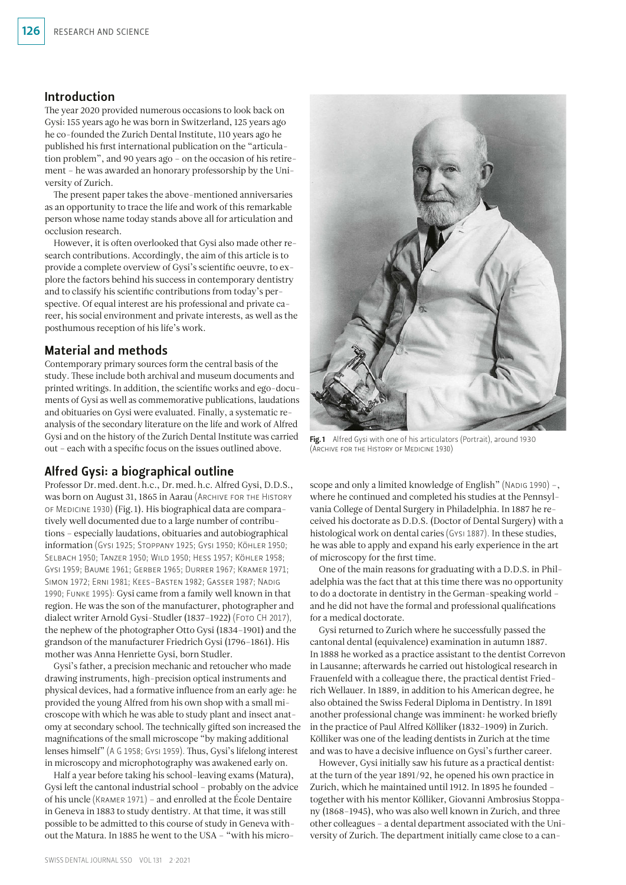## Introduction

The year 2020 provided numerous occasions to look back on Gysi: 155 years ago he was born in Switzerland, 125 years ago he co-founded the Zurich Dental Institute, 110 years ago he published his first international publication on the "articulation problem", and 90 years ago – on the occasion of his retirement – he was awarded an honorary professorship by the University of Zurich.

The present paper takes the above-mentioned anniversaries as an opportunity to trace the life and work of this remarkable person whose name today stands above all for articulation and occlusion research.

However, it is often overlooked that Gysi also made other research contributions. Accordingly, the aim of this article is to provide a complete overview of Gysi's scientific oeuvre, to explore the factors behind his success in contemporary dentistry and to classify his scientific contributions from today's perspective. Of equal interest are his professional and private career, his social environment and private interests, as well as the posthumous reception of his life's work.

## Material and methods

Contemporary primary sources form the central basis of the study. These include both archival and museum documents and printed writings. In addition, the scientific works and ego-documents of Gysi as well as commemorative publications, laudations and obituaries on Gysi were evaluated. Finally, a systematic reanalysis of the secondary literature on the life and work of Alfred Gysi and on the history of the Zurich Dental Institute was carried out – each with a specific focus on the issues outlined above.

## Alfred Gysi: a biographical outline

Professor Dr. med. dent. h.c., Dr. med. h.c. Alfred Gysi, D.D.S., was born on August 31, 1865 in Aarau (Archive for the History of Medicine 1930) (Fig. 1). His biographical data are comparatively well documented due to a large number of contributions – especially laudations, obituaries and autobiographical information (Gysi 1925; Stoppany 1925; Gysi 1950; Köhler 1950; Selbach 1950; Tanzer 1950; Wild 1950; Hess 1957; Köhler 1958; Gysi 1959; Baume 1961; Gerber 1965; Durrer 1967; Kramer 1971; Simon 1972; Erni 1981; Kees-Basten 1982; Gasser 1987; Nadig 1990; Funke 1995): Gysi came from a family well known in that region. He was the son of the manufacturer, photographer and dialect writer Arnold Gysi-Studler (1837–1922) (Foto CH 2017), the nephew of the photographer Otto Gysi (1834–1901) and the grandson of the manufacturer Friedrich Gysi (1796–1861). His mother was Anna Henriette Gysi, born Studler.

Gysi's father, a precision mechanic and retoucher who made drawing instruments, high-precision optical instruments and physical devices, had a formative influence from an early age: he provided the young Alfred from his own shop with a small microscope with which he was able to study plant and insect anatomy at secondary school. The technically gifted son increased the magnifications of the small microscope "by making additional lenses himself" (A G 1958; Gysi 1959). Thus, Gysi's lifelong interest in microscopy and microphotography was awakened early on.

Half a year before taking his school-leaving exams (Matura), Gysi left the cantonal industrial school – probably on the advice of his uncle (Kramer 1971) – and enrolled at the École Dentaire in Geneva in 1883 to study dentistry. At that time, it was still possible to be admitted to this course of study in Geneva without the Matura. In 1885 he went to the USA – "with his microscope and only a limited knowledge of English" (Nadig 1990) –, where he continued and completed his studies at the Pennsylvania College of Dental Surgery in Philadelphia. In 1887 he received his doctorate as D.D.S. (Doctor of Dental Surgery) with a histological work on dental caries (Gysi 1887). In these studies, he was able to apply and expand his early experience in the art of microscopy for the first time.

**Fig. 1** Alfred Gysi with one of his articulators (Portrait), around 1930 (Archive for the History of Medicine 1930)

One of the main reasons for graduating with a D.D.S. in Philadelphia was the fact that at this time there was no opportunity to do a doctorate in dentistry in the German-speaking world – and he did not have the formal and professional qualifications for a medical doctorate.

Gysi returned to Zurich where he successfully passed the cantonal dental (equivalence) examination in autumn 1887. In 1888 he worked as a practice assistant to the dentist Correvon in Lausanne; afterwards he carried out histological research in Frauenfeld with a colleague there, the practical dentist Friedrich Wellauer. In 1889, in addition to his American degree, he also obtained the Swiss Federal Diploma in Dentistry. In 1891 another professional change was imminent: he worked briefly in the practice of Paul Alfred Kölliker (1832–1909) in Zurich. Kölliker was one of the leading dentists in Zurich at the time and was to have a decisive influence on Gysi's further career.

However, Gysi initially saw his future as a practical dentist: at the turn of the year 1891/92, he opened his own practice in Zurich, which he maintained until 1912. In 1895 he founded – together with his mentor Kölliker, Giovanni Ambrosius Stoppany (1868–1945), who was also well known in Zurich, and three other colleagues – a dental department associated with the University of Zurich. The department initially came close to a can-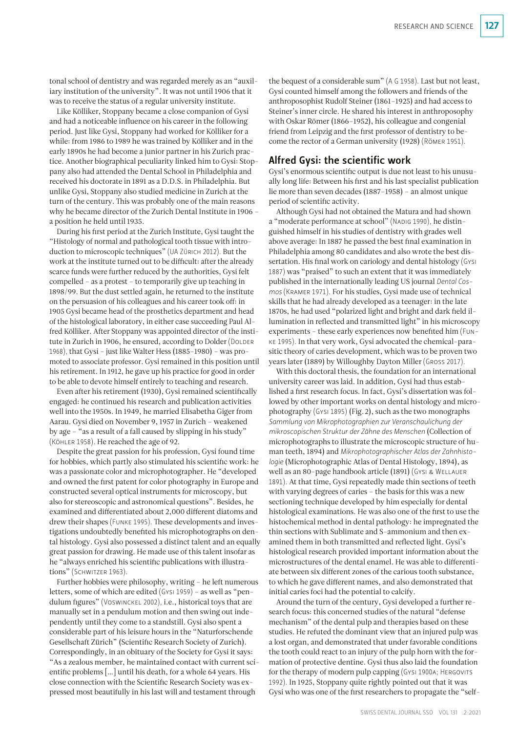tonal school of dentistry and was regarded merely as an "auxiliary institution of the university". It was not until 1906 that it was to receive the status of a regular university institute.

Like Kölliker, Stoppany became a close companion of Gysi and had a noticeable influence on his career in the following period. Just like Gysi, Stoppany had worked for Kölliker for a while: from 1986 to 1989 he was trained by Kölliker and in the early 1890s he had become a junior partner in his Zurich practice. Another biographical peculiarity linked him to Gysi: Stoppany also had attended the Dental School in Philadelphia and received his doctorate in 1891 as a D.D.S. in Philadelphia. But unlike Gysi, Stoppany also studied medicine in Zurich at the turn of the century. This was probably one of the main reasons why he became director of the Zurich Dental Institute in 1906 – a position he held until 1935.

During his first period at the Zurich Institute, Gysi taught the "Histology of normal and pathological tooth tissue with introduction to microscopic techniques" (UA Zürich 2012). But the work at the institute turned out to be difficult: after the already scarce funds were further reduced by the authorities, Gysi felt compelled – as a protest – to temporarily give up teaching in 1898/99. But the dust settled again, he returned to the institute on the persuasion of his colleagues and his career took off: in 1905 Gysi became head of the prosthetics department and head of the histological laboratory, in either case succeeding Paul Alfred Kölliker. After Stoppany was appointed director of the institute in Zurich in 1906, he ensured, according to Dolder (Dolder 1968), that Gysi – just like Walter Hess (1885–1980) – was promoted to associate professor. Gysi remained in this position until his retirement. In 1912, he gave up his practice for good in order to be able to devote himself entirely to teaching and research.

Even after his retirement (1930), Gysi remained scientifically engaged: he continued his research and publication activities well into the 1950s. In 1949, he married Elisabetha Giger from Aarau. Gysi died on November 9, 1957 in Zurich – weakened by age – "as a result of a fall caused by slipping in his study" (Köhler 1958). He reached the age of 92.

Despite the great passion for his profession, Gysi found time for hobbies, which partly also stimulated his scientific work: he was a passionate color and microphotographer. He "developed and owned the first patent for color photography in Europe and constructed several optical instruments for microscopy, but also for stereoscopic and astronomical questions". Besides, he examined and differentiated about 2,000 different diatoms and drew their shapes (Funke 1995). These developments and investigations undoubtedly benefited his microphotographs on dental histology. Gysi also possessed a distinct talent and an equally great passion for drawing. He made use of this talent insofar as he "always enriched his scientific publications with illustrations" (Schwitzer 1963).

Further hobbies were philosophy, writing – he left numerous letters, some of which are edited (Gysi 1959) – as well as "pendulum figures" (Voswinckel 2002), i.e., historical toys that are manually set in a pendulum motion and then swing out independently until they come to a standstill. Gysi also spent a considerable part of his leisure hours in the "Naturforschende Gesellschaft Zürich" (Scientific Research Society of Zurich). Correspondingly, in an obituary of the Society for Gysi it says: "As a zealous member, he maintained contact with current scientific problems […] until his death, for a whole 64 years. His close connection with the Scientific Research Society was expressed most beautifully in his last will and testament through the bequest of a considerable sum" (A G 1958). Last but not least, Gysi counted himself among the followers and friends of the anthroposophist Rudolf Steiner (1861–1925) and had access to Steiner's inner circle. He shared his interest in anthroposophy with Oskar Römer (1866–1952), his colleague and congenial friend from Leipzig and the first professor of dentistry to become the rector of a German university (1928) (Römer 1951).

## Alfred Gysi: the scientific work

Gysi's enormous scientific output is due not least to his unusually long life: Between his first and his last specialist publication lie more than seven decades (1887–1958) – an almost unique period of scientific activity.

Although Gysi had not obtained the Matura and had shown a "moderate performance at school" (Nadig 1990), he distinguished himself in his studies of dentistry with grades well above average: In 1887 he passed the best final examination in Philadelphia among 80 candidates and also wrote the best dissertation. His final work on cariology and dental histology (Gysi 1887) was "praised" to such an extent that it was immediately published in the internationally leading US journal *Dental Cosmos* (Kramer 1971). For his studies, Gysi made use of technical skills that he had already developed as a teenager: in the late 1870s, he had used "polarized light and bright and dark field illumination in reflected and transmitted light" in his microscopy experiments – these early experiences now benefited him (Funke 1995). In that very work, Gysi advocated the chemical-parasitic theory of caries development, which was to be proven two years later (1889) by Willoughby Dayton Miller (Gross 2017).

With this doctoral thesis, the foundation for an international university career was laid. In addition, Gysi had thus established a first research focus. In fact, Gysi's dissertation was followed by other important works on dental histology and microphotography (Gysi 1895) (Fig. 2), such as the two monographs *Sammlung von Mikrophotographien zur Veranschaulichung der mikroscopischen Struktur der Zähne des Menschen* (Collection of microphotographs to illustrate the microscopic structure of human teeth, 1894) and *Mikrophotographischer Atlas der Zahnhistologie* (Microphotographic Atlas of Dental Histology, 1894), as well as an 80-page handbook article (1891) (Gysi & Wellauer 1891). At that time, Gysi repeatedly made thin sections of teeth with varying degrees of caries – the basis for this was a new sectioning technique developed by him especially for dental histological examinations. He was also one of the first to use the histochemical method in dental pathology: he impregnated the thin sections with Sublimate and S-ammonium and then examined them in both transmitted and reflected light. Gysi's histological research provided important information about the microstructures of the dental enamel. He was able to differentiate between six different zones of the carious tooth substance, to which he gave different names, and also demonstrated that initial caries foci had the potential to calcify.

Around the turn of the century, Gysi developed a further research focus: this concerned studies of the natural "defense mechanism" of the dental pulp and therapies based on these studies. He refuted the dominant view that an injured pulp was a lost organ, and demonstrated that under favorable conditions the tooth could react to an injury of the pulp horn with the formation of protective dentine. Gysi thus also laid the foundation for the therapy of modern pulp capping (Gysi 1900a; Hergovits 1992). In 1925, Stoppany quite rightly pointed out that it was Gysi who was one of the first researchers to propagate the "self-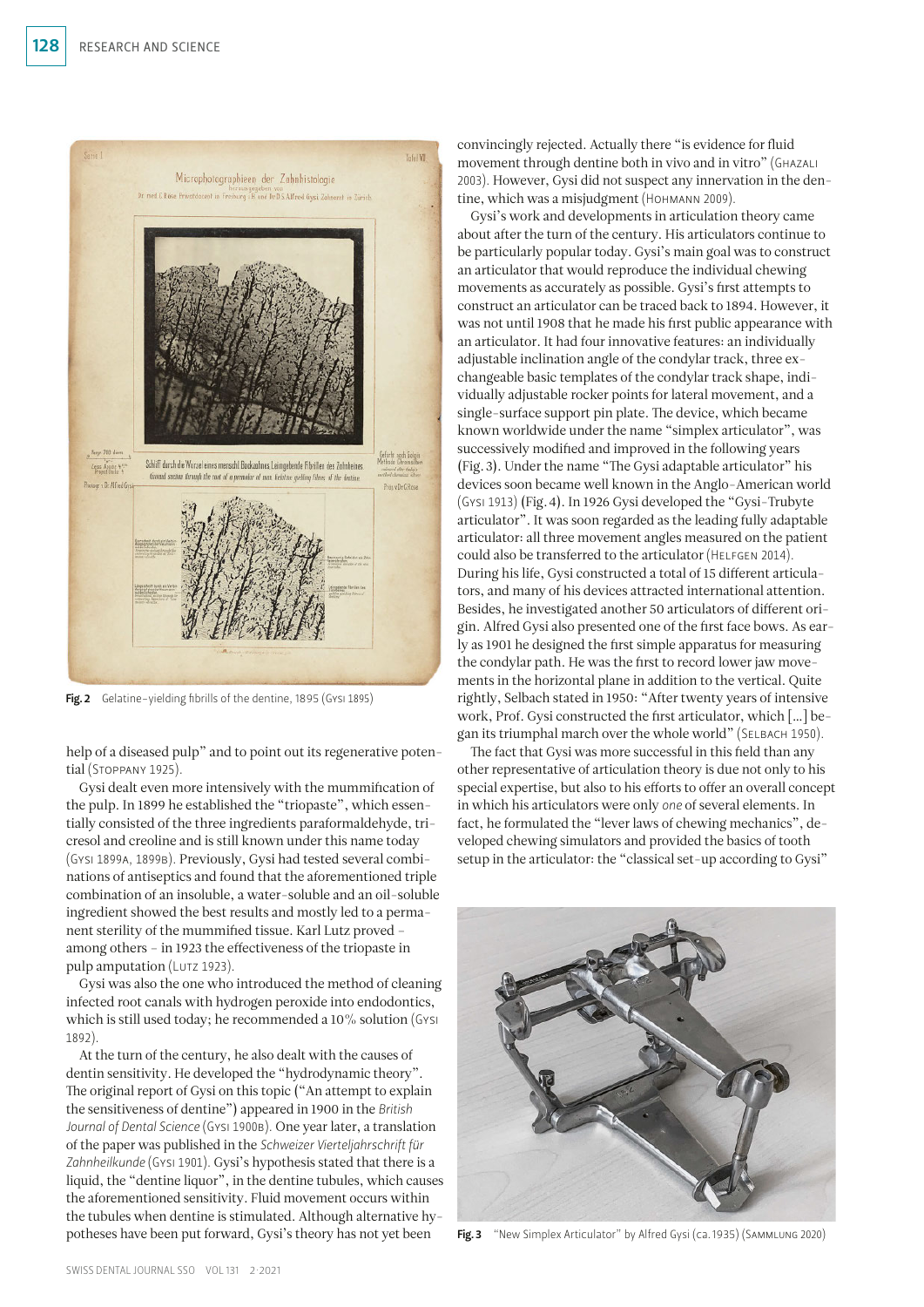Fig. 2 Gelatine-yielding fibrills of the dentine, 1895 (Gysi 1895)

help of a diseased pulp" and to point out its regenerative potential (Stoppany 1925).

Gysi dealt even more intensively with the mummification of the pulp. In 1899 he established the "triopaste", which essentially consisted of the three ingredients paraformaldehyde, tricresol and creoline and is still known under this name today (Gysi 1899a, 1899b). Previously, Gysi had tested several combinations of antiseptics and found that the aforementioned triple combination of an insoluble, a water-soluble and an oil-soluble ingredient showed the best results and mostly led to a permanent sterility of the mummified tissue. Karl Lutz proved – among others – in 1923 the effectiveness of the triopaste in pulp amputation (Lutz 1923).

Gysi was also the one who introduced the method of cleaning infected root canals with hydrogen peroxide into endodontics, which is still used today; he recommended a 10% solution (Gysi 1892).

At the turn of the century, he also dealt with the causes of dentin sensitivity. He developed the "hydrodynamic theory". The original report of Gysi on this topic ("An attempt to explain the sensitiveness of dentine") appeared in 1900 in the *British Journal of Dental Science* (Gysi 1900b). One year later, a translation of the paper was published in the *Schweizer Vierteljahrschrift für Zahnheilkunde* (Gysi 1901). Gysi's hypothesis stated that there is a liquid, the "dentine liquor", in the dentine tubules, which causes the aforementioned sensitivity. Fluid movement occurs within the tubules when dentine is stimulated. Although alternative hypotheses have been put forward, Gysi's theory has not yet been convincingly rejected. Actually there "is evidence for fluid movement through dentine both in vivo and in vitro" (Ghazali 2003). However, Gysi did not suspect any innervation in the dentine, which was a misjudgment (Hohmann 2009).

Gysi's work and developments in articulation theory came about after the turn of the century. His articulators continue to be particularly popular today. Gysi's main goal was to construct an articulator that would reproduce the individual chewing movements as accurately as possible. Gysi's first attempts to construct an articulator can be traced back to 1894. However, it was not until 1908 that he made his first public appearance with an articulator. It had four innovative features: an individually adjustable inclination angle of the condylar track, three exchangeable basic templates of the condylar track shape, individually adjustable rocker points for lateral movement, and a single-surface support pin plate. The device, which became known worldwide under the name "simplex articulator", was successively modified and improved in the following years (Fig. 3). Under the name "The Gysi adaptable articulator" his devices soon became well known in the Anglo-American world (Gysi 1913) (Fig. 4). In 1926 Gysi developed the "Gysi-Trubyte articulator". It was soon regarded as the leading fully adaptable articulator: all three movement angles measured on the patient could also be transferred to the articulator (Helfgen 2014). During his life, Gysi constructed a total of 15 different articulators, and many of his devices attracted international attention. Besides, he investigated another 50 articulators of different origin. Alfred Gysi also presented one of the first face bows. As early as 1901 he designed the first simple apparatus for measuring the condylar path. He was the first to record lower jaw movements in the horizontal plane in addition to the vertical. Quite rightly, Selbach stated in 1950: "After twenty years of intensive work, Prof. Gysi constructed the first articulator, which [...] began its triumphal march over the whole world" (Selbach 1950).

The fact that Gysi was more successful in this field than any other representative of articulation theory is due not only to his special expertise, but also to his efforts to offer an overall concept in which his articulators were only *one* of several elements. In fact, he formulated the "lever laws of chewing mechanics", developed chewing simulators and provided the basics of tooth setup in the articulator: the "classical set-up according to Gysi"

Fig. 3 "New Simplex Articulator" by Alfred Gysi (ca. 1935) (Sammlung 2020)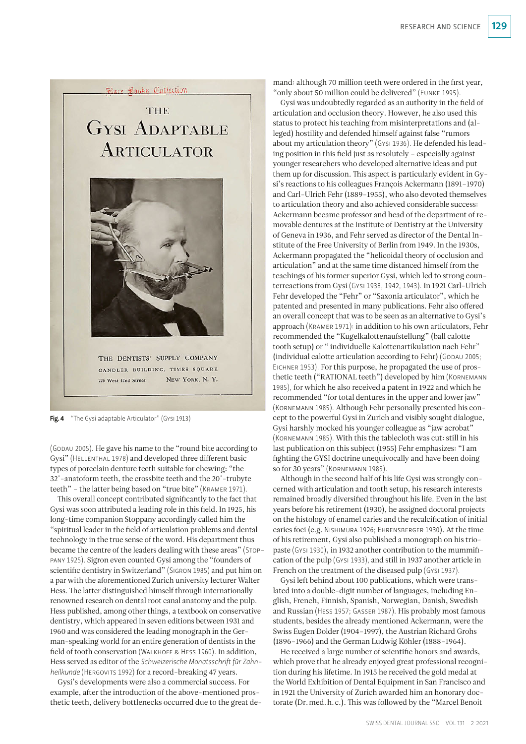Fig. 4 "The Gysi adaptable Articulator" (GYSI 1913)

(GODAU 2005). He gave his name to the "round bite according to Gysi" (HELLENTHAL 1978) and developed three different basic types of porcelain denture teeth suitable for chewing: "the 32°-anatoform teeth, the crossbite teeth and the 20°-trubyte teeth" – the latter being based on "true bite" (KRAMER 1971).

This overall concept contributed significantly to the fact that Gysi was soon attributed a leading role in this field. In 1925, his long-time companion Stoppany accordingly called him the "spiritual leader in the field of articulation problems and dental technology in the true sense of the word. His department thus became the centre of the leaders dealing with these areas" (STOPPANY 1925). Sigron even counted Gysi among the "founders of scientific dentistry in Switzerland" (SIGRON 1985) and put him on a par with the aforementioned Zurich university lecturer Walter Hess. The latter distinguished himself through internationally renowned research on dental root canal anatomy and the pulp. Hess published, among other things, a textbook on conservative dentistry, which appeared in seven editions between 1931 and 1960 and was considered the leading monograph in the German-speaking world for an entire generation of dentists in the field of tooth conservation (WALKHOFF & HESS 1960). In addition, Hess served as editor of the *Schweizerische Monatsschrift für Zahnheilkunde* (HERGOVITS 1992) for a record-breaking 47 years.

Gysi's developments were also a commercial success. For example, after the introduction of the above-mentioned prosthetic teeth, delivery bottlenecks occurred due to the great demand: although 70 million teeth were ordered in the first year, "only about 50 million could be delivered" (FUNKE 1995).

Gysi was undoubtedly regarded as an authority in the field of articulation and occlusion theory. However, he also used this status to protect his teaching from misinterpretations and (alleged) hostility and defended himself against false "rumors about my articulation theory" (GYSI 1936). He defended his leading position in this field just as resolutely – especially against younger researchers who developed alternative ideas and put them up for discussion. This aspect is particularly evident in Gysi's reactions to his colleagues François Ackermann (1891–1970) and Carl-Ulrich Fehr (1889–1955), who also devoted themselves to articulation theory and also achieved considerable success: Ackermann became professor and head of the department of removable dentures at the Institute of Dentistry at the University of Geneva in 1936, and Fehr served as director of the Dental Institute of the Free University of Berlin from 1949. In the 1930s, Ackermann propagated the "helicoidal theory of occlusion and articulation" and at the same time distanced himself from the teachings of his former superior Gysi, which led to strong counterreactions from Gysi (GYSI 1938, 1942, 1943). In 1921 Carl-Ulrich Fehr developed the "Fehr" or "Saxonia articulator", which he patented and presented in many publications. Fehr also offered an overall concept that was to be seen as an alternative to Gysi's approach (KRAMER 1971): in addition to his own articulators, Fehr recommended the "Kugelkalottenaufstellung" (ball calotte tooth setup) or " individuelle Kalottenartikulation nach Fehr" (individual calotte articulation according to Fehr) (GODAU 2005; EICHNER 1953). For this purpose, he propagated the use of prosthetic teeth ("RATIONAL teeth") developed by him (KORNEMANN 1985), for which he also received a patent in 1922 and which he recommended "for total dentures in the upper and lower jaw" (KORNEMANN 1985). Although Fehr personally presented his concept to the powerful Gysi in Zurich and visibly sought dialogue, Gysi harshly mocked his younger colleague as "jaw acrobat" (KORNEMANN 1985). With this the tablecloth was cut: still in his last publication on this subject (1955) Fehr emphasizes: "I am fighting the GYSI doctrine unequivocally and have been doing so for 30 years" (KORNEMANN 1985).

Although in the second half of his life Gysi was strongly concerned with articulation and tooth setup, his research interests remained broadly diversified throughout his life. Even in the last years before his retirement (1930), he assigned doctoral projects on the histology of enamel caries and the recalcification of initial caries foci (e.g. NISHIMURA 1926; EHRENSBERGER 1930). At the time of his retirement, Gysi also published a monograph on his triopaste (GYSI 1930), in 1932 another contribution to the mummification of the pulp (GYSI 1933), and still in 1937 another article in French on the treatment of the diseased pulp (GYSI 1937).

Gysi left behind about 100 publications, which were translated into a double-digit number of languages, including English, French, Finnish, Spanish, Norwegian, Danish, Swedish and Russian (HESS 1957; GASSER 1987). His probably most famous students, besides the already mentioned Ackermann, were the Swiss Eugen Dolder (1904–1997), the Austrian Richard Grohs (1896–1966) and the German Ludwig Köhler (1888–1964).

He received a large number of scientific honors and awards, which prove that he already enjoyed great professional recognition during his lifetime. In 1915 he received the gold medal at the World Exhibition of Dental Equipment in San Francisco and in 1921 the University of Zurich awarded him an honorary doctorate (Dr. med. h. c.). This was followed by the "Marcel Benoit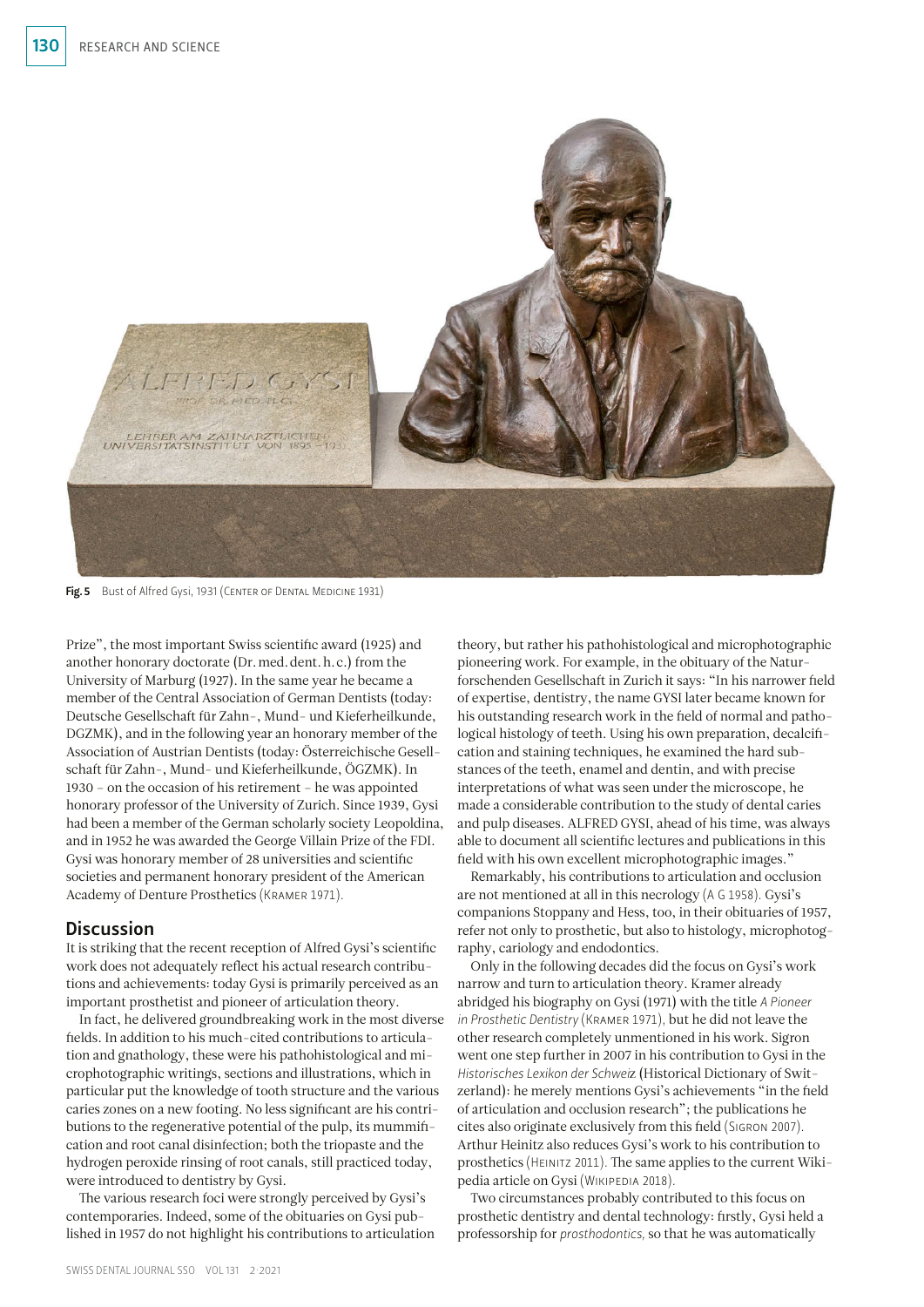Fig. 5 Bust of Alfred Gysi, 1931 (Center of Dental Medicine 1931)

Prize", the most important Swiss scientific award (1925) and another honorary doctorate (Dr.med.dent.h.c.) from the University of Marburg (1927). In the same year he became a member of the Central Association of German Dentists (today: Deutsche Gesellschaft für Zahn-, Mund- und Kieferheilkunde, DGZMK), and in the following year an honorary member of the Association of Austrian Dentists (today: Österreichische Gesellschaft für Zahn-, Mund- und Kieferheilkunde, ÖGZMK). In 1930 – on the occasion of his retirement – he was appointed honorary professor of the University of Zurich. Since 1939, Gysi had been a member of the German scholarly society Leopoldina, and in 1952 he was awarded the George Villain Prize of the FDI. Gysi was honorary member of 28 universities and scientific societies and permanent honorary president of the American Academy of Denture Prosthetics (Kramer 1971).

## Discussion

It is striking that the recent reception of Alfred Gysi's scientific work does not adequately reflect his actual research contributions and achievements: today Gysi is primarily perceived as an important prosthetist and pioneer of articulation theory.

In fact, he delivered groundbreaking work in the most diverse fields. In addition to his much-cited contributions to articulation and gnathology, these were his pathohistological and microphotographic writings, sections and illustrations, which in particular put the knowledge of tooth structure and the various caries zones on a new footing. No less significant are his contributions to the regenerative potential of the pulp, its mummification and root canal disinfection; both the triopaste and the hydrogen peroxide rinsing of root canals, still practiced today, were introduced to dentistry by Gysi.

The various research foci were strongly perceived by Gysi's contemporaries. Indeed, some of the obituaries on Gysi published in 1957 do not highlight his contributions to articulation theory, but rather his pathohistological and microphotographic pioneering work. For example, in the obituary of the Naturforschenden Gesellschaft in Zurich it says: "In his narrower field of expertise, dentistry, the name GYSI later became known for his outstanding research work in the field of normal and pathological histology of teeth. Using his own preparation, decalcification and staining techniques, he examined the hard substances of the teeth, enamel and dentin, and with precise interpretations of what was seen under the microscope, he made a considerable contribution to the study of dental caries and pulp diseases. ALFRED GYSI, ahead of his time, was always able to document all scientific lectures and publications in this field with his own excellent microphotographic images."

Remarkably, his contributions to articulation and occlusion are not mentioned at all in this necrology (A G 1958). Gysi's companions Stoppany and Hess, too, in their obituaries of 1957, refer not only to prosthetic, but also to histology, microphotography, cariology and endodontics.

Only in the following decades did the focus on Gysi's work narrow and turn to articulation theory. Kramer already abridged his biography on Gysi (1971) with the title *A Pioneer in Prosthetic Dentistry* (Kramer 1971), but he did not leave the other research completely unmentioned in his work. Sigron went one step further in 2007 in his contribution to Gysi in the *Historisches Lexikon der Schweiz* (Historical Dictionary of Switzerland): he merely mentions Gysi's achievements "in the field of articulation and occlusion research"; the publications he cites also originate exclusively from this field (Sigron 2007). Arthur Heinitz also reduces Gysi's work to his contribution to prosthetics (Heinitz 2011). The same applies to the current Wikipedia article on Gysi (Wikipedia 2018).

Two circumstances probably contributed to this focus on prosthetic dentistry and dental technology: firstly, Gysi held a professorship for *prosthodontics*, so that he was automatically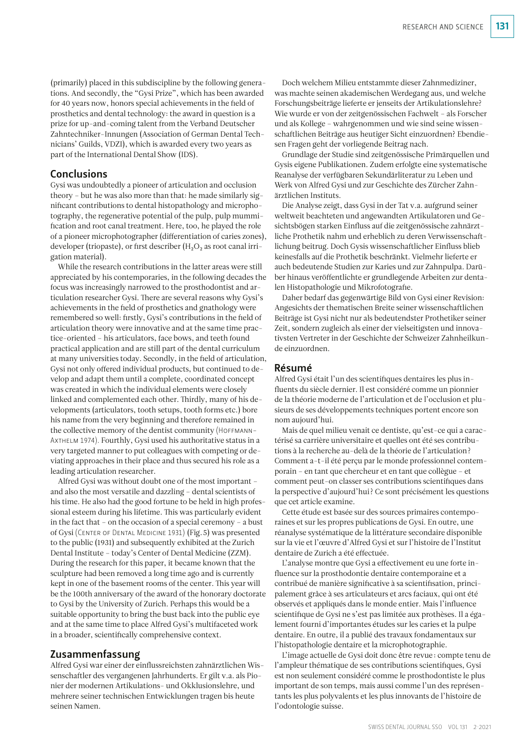(primarily) placed in this subdiscipline by the following generations. And secondly, the "Gysi Prize", which has been awarded for 40 years now, honors special achievements in the field of prosthetics and dental technology: the award in question is a prize for up-and-coming talent from the Verband Deutscher Zahntechniker-Innungen (Association of German Dental Technicians' Guilds, VDZI), which is awarded every two years as part of the International Dental Show (IDS).

## Conclusions

Gysi was undoubtedly a pioneer of articulation and occlusion theory – but he was also more than that: he made similarly significant contributions to dental histopathology and microphotography, the regenerative potential of the pulp, pulp mummification and root canal treatment. Here, too, he played the role of a pioneer microphotographer (differentiation of caries zones), developer (triopaste), or first describer ($H_2O_2$ as root canal irrigation material).

While the research contributions in the latter areas were still appreciated by his contemporaries, in the following decades the focus was increasingly narrowed to the prosthodontist and articulation researcher Gysi. There are several reasons why Gysi's achievements in the field of prosthetics and gnathology were remembered so well: firstly, Gysi's contributions in the field of articulation theory were innovative and at the same time practice-oriented – his articulators, face bows, and teeth found practical application and are still part of the dental curriculum at many universities today. Secondly, in the field of articulation, Gysi not only offered individual products, but continued to develop and adapt them until a complete, coordinated concept was created in which the individual elements were closely linked and complemented each other. Thirdly, many of his developments (articulators, tooth setups, tooth forms etc.) bore his name from the very beginning and therefore remained in the collective memory of the dentist community (Hoffmann-Axthelm 1974). Fourthly, Gysi used his authoritative status in a very targeted manner to put colleagues with competing or deviating approaches in their place and thus secured his role as a leading articulation researcher.

Alfred Gysi was without doubt one of the most important – and also the most versatile and dazzling – dental scientists of his time. He also had the good fortune to be held in high professional esteem during his lifetime. This was particularly evident in the fact that – on the occasion of a special ceremony – a bust of Gysi (Center of Dental Medicine 1931) (Fig. 5) was presented to the public (1931) and subsequently exhibited at the Zurich Dental Institute – today's Center of Dental Medicine (ZZM). During the research for this paper, it became known that the sculpture had been removed a long time ago and is currently kept in one of the basement rooms of the center. This year will be the 100th anniversary of the award of the honorary doctorate to Gysi by the University of Zurich. Perhaps this would be a suitable opportunity to bring the bust back into the public eye and at the same time to place Alfred Gysi's multifaceted work in a broader, scientifically comprehensive context.

## Zusammenfassung

Alfred Gysi war einer der einflussreichsten zahnärztlichen Wissenschaftler des vergangenen Jahrhunderts. Er gilt v.a. als Pionier der modernen Artikulations- und Okklusionslehre, und mehrere seiner technischen Entwicklungen tragen bis heute seinen Namen.

Doch welchem Milieu entstammte dieser Zahnmediziner, was machte seinen akademischen Werdegang aus, und welche Forschungsbeiträge lieferte er jenseits der Artikulationslehre? Wie wurde er von der zeitgenössischen Fachwelt – als Forscher und als Kollege – wahrgenommen und wie sind seine wissenschaftlichen Beiträge aus heutiger Sicht einzuordnen? Ebendiesen Fragen geht der vorliegende Beitrag nach.

Grundlage der Studie sind zeitgenössische Primärquellen und Gysis eigene Publikationen. Zudem erfolgte eine systematische Reanalyse der verfügbaren Sekundärliteratur zu Leben und Werk von Alfred Gysi und zur Geschichte des Zürcher Zahnärztlichen Instituts.

Die Analyse zeigt, dass Gysi in der Tat v.a. aufgrund seiner weltweit beachteten und angewandten Artikulatoren und Gesichtsbögen starken Einfluss auf die zeitgenössische zahnärztliche Prothetik nahm und erheblich zu deren Verwissenschaftlichung beitrug. Doch Gysis wissenschaftlicher Einfluss blieb keinesfalls auf die Prothetik beschränkt. Vielmehr lieferte er auch bedeutende Studien zur Karies und zur Zahnpulpa. Darüber hinaus veröffentlichte er grundlegende Arbeiten zur dentalen Histopathologie und Mikrofotografie.

Daher bedarf das gegenwärtige Bild von Gysi einer Revision: Angesichts der thematischen Breite seiner wissenschaftlichen Beiträge ist Gysi nicht nur als bedeutendster Prothetiker seiner Zeit, sondern zugleich als einer der vielseitigsten und innovativsten Vertreter in der Geschichte der Schweizer Zahnheilkunde einzuordnen.

## Résumé

Alfred Gysi était l'un des scientifiques dentaires les plus influents du siècle dernier. Il est considéré comme un pionnier de la théorie moderne de l'articulation et de l'occlusion et plusieurs de ses développements techniques portent encore son nom aujourd'hui.

Mais de quel milieu venait ce dentiste, qu'est-ce qui a caractérisé sa carrière universitaire et quelles ont été ses contributions à la recherche au-delà de la théorie de l'articulation? Comment a-t-il été perçu par le monde professionnel contemporain – en tant que chercheur et en tant que collègue – et comment peut-on classer ses contributions scientifiques dans la perspective d'aujourd'hui? Ce sont précisément les questions que cet article examine.

Cette étude est basée sur des sources primaires contemporaines et sur les propres publications de Gysi. En outre, une réanalyse systématique de la littérature secondaire disponible sur la vie et l'œuvre d'Alfred Gysi et sur l'histoire de l'Institut dentaire de Zurich a été effectuée.

L'analyse montre que Gysi a effectivement eu une forte influence sur la prosthodontie dentaire contemporaine et a contribué de manière significative à sa scientifisation, principalement grâce à ses articulateurs et arcs faciaux, qui ont été observés et appliqués dans le monde entier. Mais l'influence scientifique de Gysi ne s'est pas limitée aux prothèses. Il a également fourni d'importantes études sur les caries et la pulpe dentaire. En outre, il a publié des travaux fondamentaux sur l'histopathologie dentaire et la microphotographie.

L'image actuelle de Gysi doit donc être revue: compte tenu de l'ampleur thématique de ses contributions scientifiques, Gysi est non seulement considéré comme le prosthodontiste le plus important de son temps, mais aussi comme l'un des représentants les plus polyvalents et les plus innovants de l'histoire de l'odontologie suisse.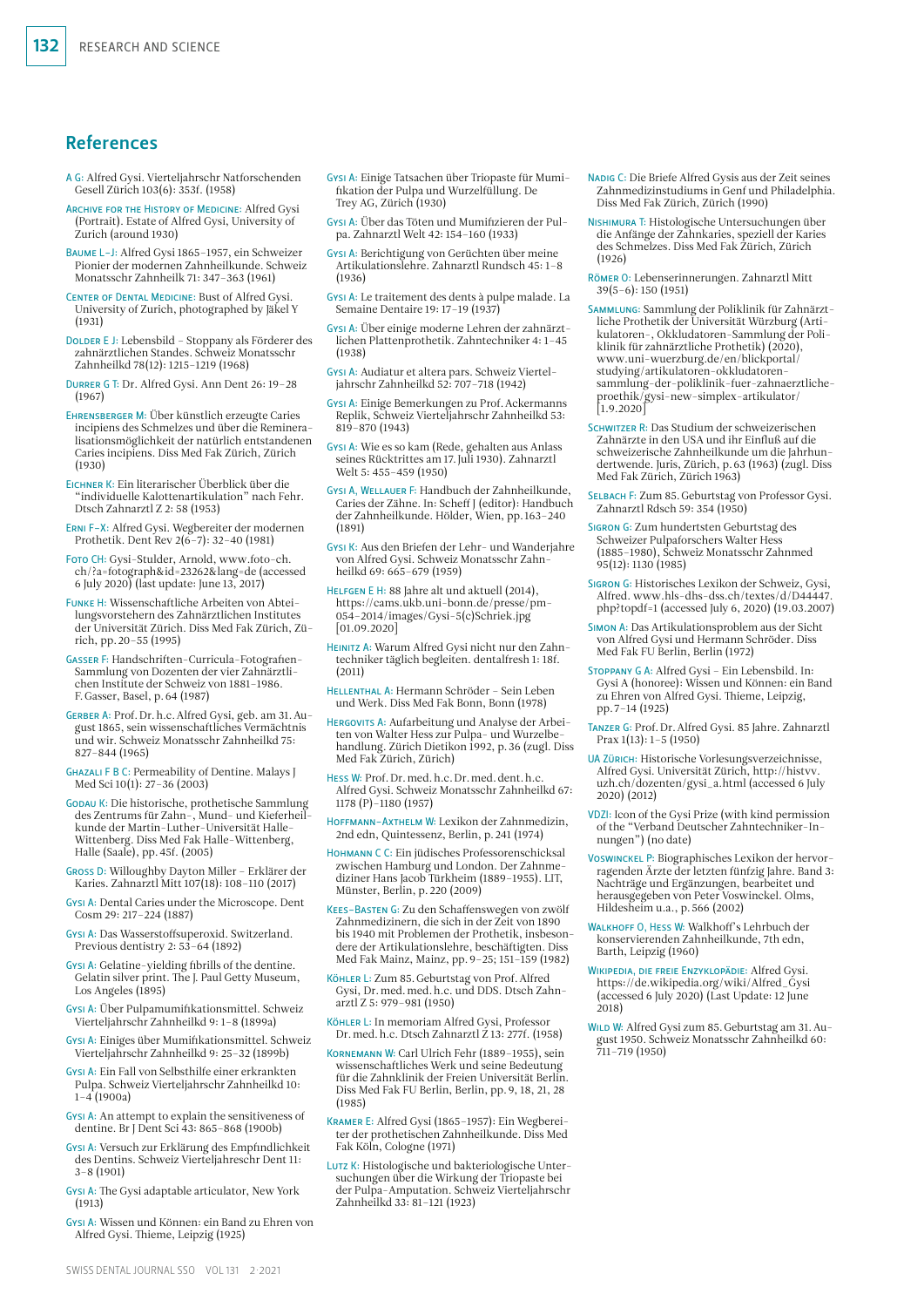## References

A G: Alfred Gysi. Vierteljahrschr Natforschenden Gesell Zürich 103(6): 353f. (1958)

Archive for the History of Medicine: Alfred Gysi (Portrait). Estate of Alfred Gysi, University of Zurich (around 1930)

Baume L-J: Alfred Gysi 1865–1957, ein Schweizer Pionier der modernen Zahnheilkunde. Schweiz Monatsschr Zahnheilk 71: 347–363 (1961)

Center of Dental Medicine: Bust of Alfred Gysi. University of Zurich, photographed by Jäkel Y (1931)

Dolder E J: Lebensbild – Stoppany als Förderer des zahnärztlichen Standes. Schweiz Monatsschr Zahnheilkd 78(12): 1215–1219 (1968)

Durrer G T: Dr. Alfred Gysi. Ann Dent 26: 19–28 (1967)

Ehrensberger M: Über künstlich erzeugte Caries incipiens des Schmelzes und über die Remineralisationsmöglichkeit der natürlich entstandenen Caries incipiens. Diss Med Fak Zürich, Zürich (1930)

Eichner K: Ein literarischer Überblick über die "individuelle Kalottenartikulation" nach Fehr. Dtsch Zahnarztl Z 2: 58 (1953)

Erni F-X: Alfred Gysi. Wegbereiter der modernen Prothetik. Dent Rev 2(6–7): 32–40 (1981)

Foto CH: Gysi-Stulder, Arnold, www.foto-ch.ch/?a=fotograph&id=23262&lang=de (accessed 6 July 2020) (last update: June 13, 2017)

Funke H: Wissenschaftliche Arbeiten von Abteilungsvorstehern des Zahnärztlichen Institutes der Universität Zürich. Diss Med Fak Zürich, Zürich, pp. 20–55 (1995)

Gasser F: Handschriften-Curricula-Fotografien-Sammlung von Dozenten der vier Zahnärztlichen Institute der Schweiz von 1881–1986. F. Gasser, Basel, p. 64 (1987)

Gerber A: Prof. Dr. h.c. Alfred Gysi, geb. am 31. August 1865, sein wissenschaftliches Vermächtnis und wir. Schweiz Monatsschr Zahnheilkd 75: 827–844 (1965)

Ghazali F B C: Permeability of Dentine. Malays J Med Sci 10(1): 27–36 (2003)

Godau K: Die historische, prothetische Sammlung des Zentrums für Zahn-, Mund- und Kieferheilkunde der Martin-Luther-Universität Halle-Wittenberg. Diss Med Fak Halle-Wittenberg, Halle (Saale), pp. 45f. (2005)

Gross D: Willoughby Dayton Miller – Erklärer der Karies. Zahnarztl Mitt 107(18): 108–110 (2017)

Gysi A: Dental Caries under the Microscope. Dent Cosm 29: 217–224 (1887)

Gysi A: Das Wasserstoffsuperoxid. Switzerland. Previous dentistry 2: 53–64 (1892)

Gysi A: Gelatine-yielding fibrills of the dentine. Gelatin silver print. The J. Paul Getty Museum, Los Angeles (1895)

Gysi A: Über Pulpamumifikationsmittel. Schweiz Vierteljahrschr Zahnheilkd 9: 1–8 (1899a)

Gysi A: Einiges über Mumifikationsmittel. Schweiz Vierteljahrschr Zahnheilkd 9: 25–32 (1899b)

Gysi A: Ein Fall von Selbsthilfe einer erkrankten Pulpa. Schweiz Vierteljahrschr Zahnheilkd 10: 1–4 (1900a)

Gysi A: An attempt to explain the sensitiveness of dentine. Br J Dent Sci 43: 865–868 (1900b)

Gysi A: Versuch zur Erklärung des Empfindlichkeit des Dentins. Schweiz Vierteljahreschr Dent 11: 3–8 (1901)

Gysi A: The Gysi adaptable articulator, New York (1913)

Gysi A: Wissen und Können: ein Band zu Ehren von Alfred Gysi. Thieme, Leipzig (1925)

Gysi A: Einige Tatsachen über Triopaste für Mumifikation der Pulpa und Wurzelfüllung. De Trey AG, Zürich (1930)

Gysi A: Über das Töten und Mumifizieren der Pulpa. Zahnarztl Welt 42: 154–160 (1933)

Gysi A: Berichtigung von Gerüchten über meine Artikulationslehre. Zahnarztl Rundsch 45: 1–8 (1936)

Gysi A: Le traitement des dents à pulpe malade. La Semaine Dentaire 19: 17–19 (1937)

Gysi A: Über einige moderne Lehren der zahnärztlichen Plattenprothetik. Zahntechniker 4: 1–45 (1938)

Gysi A: Audiatur et altera pars. Schweiz Vierteljahrschr Zahnheilkd 52: 707–718 (1942)

Gysi A: Einige Bemerkungen zu Prof. Ackermanns Replik, Schweiz Vierteljahrschr Zahnheilkd 53: 819–870 (1943)

Gysi A: Wie es so kam (Rede, gehalten aus Anlass seines Rücktrittes am 17. Juli 1930). Zahnarztl Welt 5: 455–459 (1950)

Gysi A, Wellauer F: Handbuch der Zahnheilkunde, Caries der Zähne. In: Scheff J (editor): Handbuch der Zahnheilkunde. Hölder, Wien, pp. 163–240 (1891)

Gysi K: Aus den Briefen der Lehr- und Wanderjahre von Alfred Gysi. Schweiz Monatsschr Zahnheilkd 69: 665–679 (1959)

Helfgen E H: 88 Jahre alt und aktuell (2014), https://cams.ukb.uni-bonn.de/presse/pm-054-2014/images/Gysi-5(c)Schriek.jpg [01.09.2020]

Heinitz A: Warum Alfred Gysi nicht nur den Zahntechniker täglich begleiten. dentalfresh 1: 18f. (2011)

Hellenthal A: Hermann Schröder – Sein Leben und Werk. Diss Med Fak Bonn, Bonn (1978)

Hergovits A: Aufarbeitung und Analyse der Arbeiten von Walter Hess zur Pulpa- und Wurzelbehandlung. Zürich Dietikon 1992, p. 36 (zugl. Diss Med Fak Zürich, Zürich)

Hess W: Prof. Dr. med. h.c. Dr. med. dent. h.c. Alfred Gysi. Schweiz Monatsschr Zahnheilkd 67: 1178 (P)–1180 (1957)

Hoffmann-Axthelm W: Lexikon der Zahnmedizin, 2nd edn, Quintessenz, Berlin, p. 241 (1974)

Hohmann C C: Ein jüdisches Professorenschicksal zwischen Hamburg und London. Der Zahnmediziner Hans Jacob Türkheim (1889–1955). LIT, Münster, Berlin, p. 220 (2009)

Kees-Basten G: Zu den Schaffenswegen von zwölf Zahnmedizinern, die sich in der Zeit von 1890 bis 1940 mit Problemen der Prothetik, insbesondere der Artikulationslehre, beschäftigten. Diss Med Fak Mainz, Mainz, pp. 9–25; 151–159 (1982)

Köhler L: Zum 85. Geburtstag von Prof. Alfred Gysi, Dr. med. med. h.c. und DDS. Dtsch Zahnarztl Z 5: 979–981 (1950)

Köhler L: In memoriam Alfred Gysi, Professor Dr. med. h.c. Dtsch Zahnarztl Z 13: 277f. (1958)

Kornemann W: Carl Ulrich Fehr (1889–1955), sein wissenschaftliches Werk und seine Bedeutung für die Zahnklinik der Freien Universität Berlin. Diss Med Fak FU Berlin, Berlin, pp. 9, 18, 21, 28 (1985)

Kramer E: Alfred Gysi (1865–1957): Ein Wegbereiter der prothetischen Zahnheilkunde. Diss Med Fak Köln, Cologne (1971)

Lutz K: Histologische und bakteriologische Untersuchungen über die Wirkung der Triopaste bei der Pulpa-Amputation. Schweiz Vierteljahrschr Zahnheilkd 33: 81–121 (1923)

Nadig C: Die Briefe Alfred Gysis aus der Zeit seines Zahnmedizinstudiums in Genf und Philadelphia. Diss Med Fak Zürich, Zürich (1990)

Nishimura T: Histologische Untersuchungen über die Anfänge der Zahnkaries, speziell der Karies des Schmelzes. Diss Med Fak Zürich, Zürich (1926)

Römer O: Lebenserinnerungen. Zahnarztl Mitt 39(5–6): 150 (1951)

Sammlung: Sammlung der Poliklinik für Zahnärztliche Prothetik der Universität Würzburg (Artikulatoren-, Okkludatoren-Sammlung der Poliklinik für zahnärztliche Prothetik) (2020), www.uni-wuerzburg.de/en/blickportal/studying/artikulatoren-okkludatoren-sammlung-der-poliklinik-fuer-zahnaerztliche-proethik/gysi-new-simplex-artikulator/ [1.9.2020]

Schwitzer R: Das Studium der schweizerischen Zahnärzte in den USA und ihr Einfluß auf die schweizerische Zahnheilkunde um die Jahrhundertwende. Juris, Zürich, p. 63 (1963) (zugl. Diss Med Fak Zürich, Zürich 1963)

Selbach F: Zum 85. Geburtstag von Professor Gysi. Zahnarztl Rdsch 59: 354 (1950)

Sigron G: Zum hundertsten Geburtstag des Schweizer Pulpaforschers Walter Hess (1885–1980), Schweiz Monatsschr Zahnmed 95(12): 1130 (1985)

Sigron G: Historisches Lexikon der Schweiz, Gysi, Alfred. www.hls-dhs-dss.ch/textes/d/D44447.php?topdf=1 (accessed July 6, 2020) (19.03.2007)

Simon A: Das Artikulationsproblem aus der Sicht von Alfred Gysi und Hermann Schröder. Diss Med Fak FU Berlin, Berlin (1972)

Stoppany G A: Alfred Gysi – Ein Lebensbild. In: Gysi A (honoree): Wissen und Können: ein Band zu Ehren von Alfred Gysi. Thieme, Leipzig, pp. 7–14 (1925)

Tanzer G: Prof. Dr. Alfred Gysi. 85 Jahre. Zahnarztl Prax 1(13): 1–5 (1950)

UA Zürich: Historische Vorlesungsverzeichnisse, Alfred Gysi. Universität Zürich, http://histvv.uzh.ch/dozenten/gysi_a.html (accessed 6 July 2020) (2012)

VDZI: Icon of the Gysi Prize (with kind permission of the "Verband Deutscher Zahntechniker-Innungen") (no date)

Voswinckel P: Biographisches Lexikon der hervorragenden Ärzte der letzten fünfzig Jahre. Band 3: Nachträge und Ergänzungen, bearbeitet und herausgegeben von Peter Voswinckel. Olms, Hildesheim u.a., p. 566 (2002)

Walkhoff O, Hess W: Walkhoff's Lehrbuch der konservierenden Zahnheilkunde, 7th edn, Barth, Leipzig (1960)

Wikipedia, die freie Enzyklopädie: Alfred Gysi. https://de.wikipedia.org/wiki/Alfred_Gysi (accessed 6 July 2020) (Last Update: 12 June 2018)

Wild W: Alfred Gysi zum 85. Geburtstag am 31. August 1950. Schweiz Monatsschr Zahnheilkd 60: 711–719 (1950)